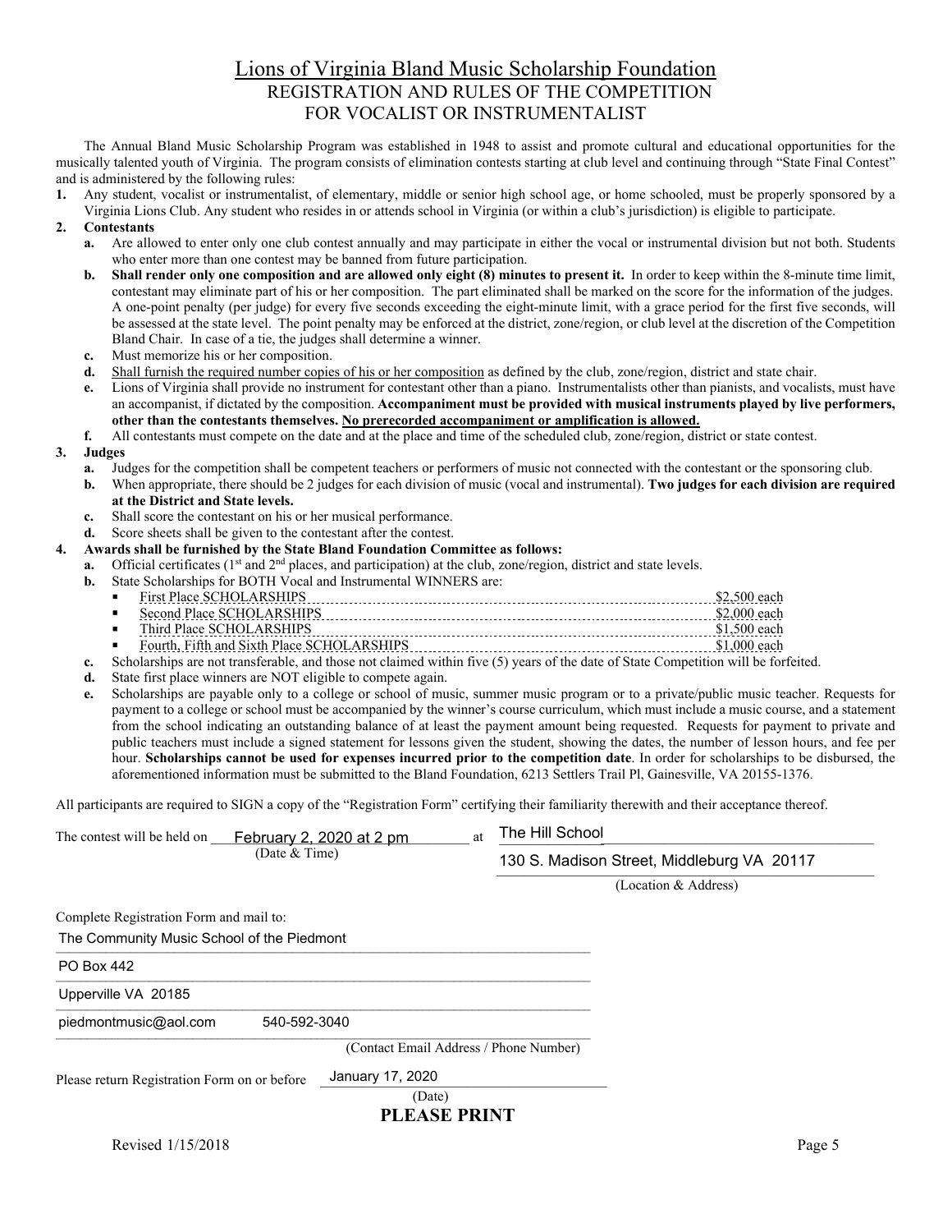# Lions of Virginia Bland Music Scholarship Foundation

## REGISTRATION AND RULES OF THE COMPETITION FOR VOCALIST OR INSTRUMENTALIST

The Annual Bland Music Scholarship Program was established in 1948 to assist and promote cultural and educational opportunities for the musically talented youth of Virginia. The program consists of elimination contests starting at club level and continuing through "State Final Contest" and is administered by the following rules:

1. Any student, vocalist or instrumentalist, of elementary, middle or senior high school age, or home schooled, must be properly sponsored by a Virginia Lions Club. Any student who resides in or attends school in Virginia (or within a club's jurisdiction) is eligible to participate.
2. **Contestants**
   - a. Are allowed to enter only one club contest annually and may participate in either the vocal or instrumental division but not both. Students who enter more than one contest may be banned from future participation.
   - b. **Shall render only one composition and are allowed only eight (8) minutes to present it.** In order to keep within the 8-minute time limit, contestant may eliminate part of his or her composition. The part eliminated shall be marked on the score for the information of the judges. A one-point penalty (per judge) for every five seconds exceeding the eight-minute limit, with a grace period for the first five seconds, will be assessed at the state level. The point penalty may be enforced at the district, zone/region, or club level at the discretion of the Competition Bland Chair. In case of a tie, the judges shall determine a winner.
   - c. Must memorize his or her composition.
   - d. Shall furnish the required number copies of his or her composition as defined by the club, zone/region, district and state chair.
   - e. Lions of Virginia shall provide no instrument for contestant other than a piano. Instrumentalists other than pianists, and vocalists, must have an accompanist, if dictated by the composition. **Accompaniment must be provided with musical instruments played by live performers, other than the contestants themselves. No prerecorded accompaniment or amplification is allowed.**
   - f. All contestants must compete on the date and at the place and time of the scheduled club, zone/region, district or state contest.
3. **Judges**
   - a. Judges for the competition shall be competent teachers or performers of music not connected with the contestant or the sponsoring club.
   - b. When appropriate, there should be 2 judges for each division of music (vocal and instrumental). **Two judges for each division are required at the District and State levels.**
   - c. Shall score the contestant on his or her musical performance.
   - d. Score sheets shall be given to the contestant after the contest.
4. **Awards shall be furnished by the State Bland Foundation Committee as follows:**
   - a. Official certificates (1st and 2nd places, and participation) at the club, zone/region, district and state levels.
   - b. State Scholarships for BOTH Vocal and Instrumental WINNERS are:
     - First Place SCHOLARSHIPS .................... $2,500 each
     - Second Place SCHOLARSHIPS .................... $2,000 each
     - Third Place SCHOLARSHIPS .................... $1,500 each
     - Fourth, Fifth and Sixth Place SCHOLARSHIPS .................... $1,000 each
   - c. Scholarships are not transferable, and those not claimed within five (5) years of the date of State Competition will be forfeited.
   - d. State first place winners are NOT eligible to compete again.
   - e. Scholarships are payable only to a college or school of music, summer music program or to a private/public music teacher. Requests for payment to a college or school must be accompanied by the winner's course curriculum, which must include a music course, and a statement from the school indicating an outstanding balance of at least the payment amount being requested. Requests for payment to private and public teachers must include a signed statement for lessons given the student, showing the dates, the number of lesson hours, and fee per hour. **Scholarships cannot be used for expenses incurred prior to the competition date**. In order for scholarships to be disbursed, the aforementioned information must be submitted to the Bland Foundation, 6213 Settlers Trail Pl, Gainesville, VA 20155-1376.

All participants are required to SIGN a copy of the "Registration Form" certifying their familiarity therewith and their acceptance thereof.

The contest will be held on February 2, 2020 at 2 pm (Date & Time) at The Hill School, 130 S. Madison Street, Middleburg VA 20117 (Location & Address)

Complete Registration Form and mail to:

The Community Music School of the Piedmont
PO Box 442
Upperville VA 20185
piedmontmusic@aol.com 540-592-3040
(Contact Email Address / Phone Number)

Please return Registration Form on or before January 17, 2020 (Date)

**PLEASE PRINT**

Revised 1/15/2018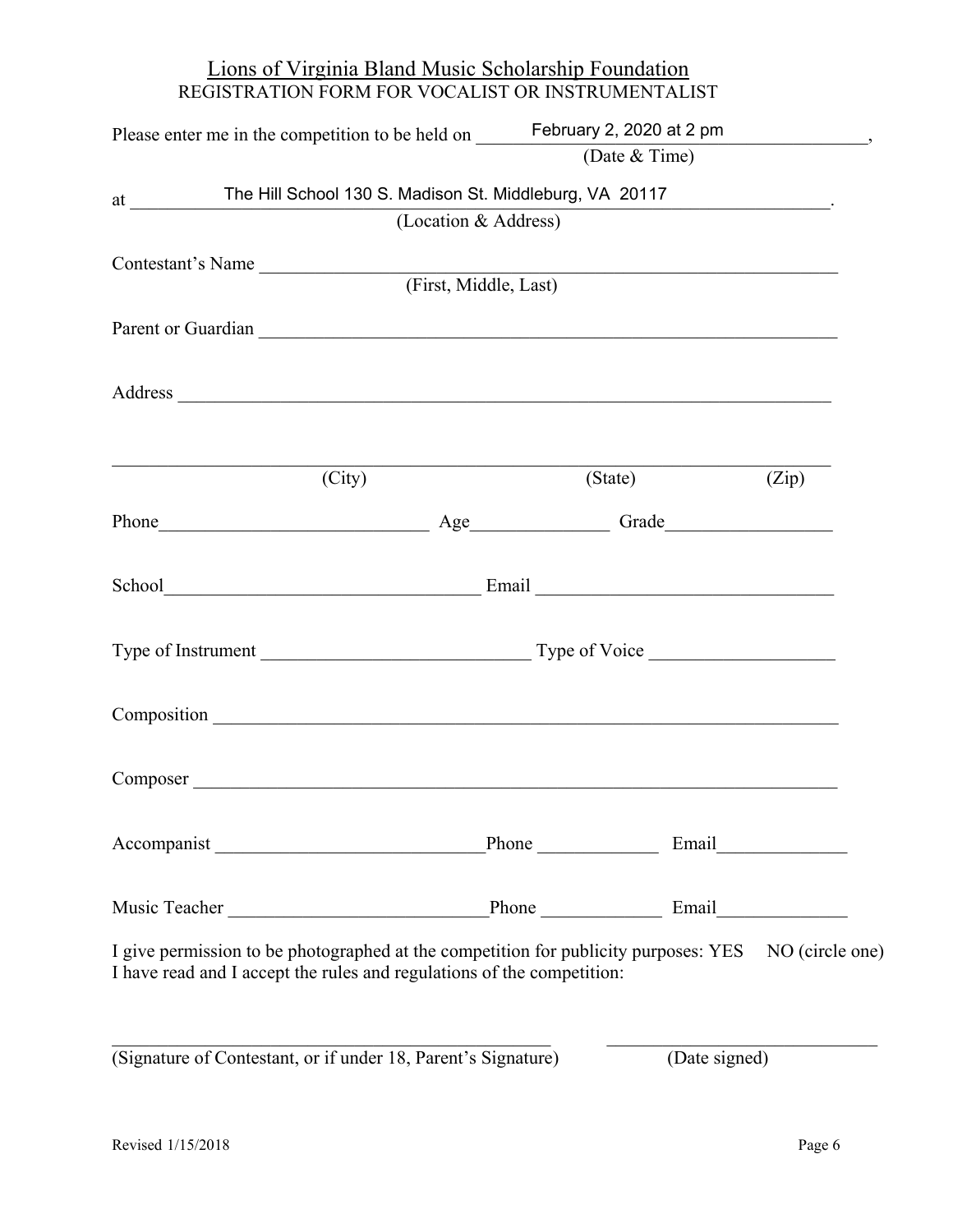Lions of Virginia Bland Music Scholarship Foundation

REGISTRATION FORM FOR VOCALIST OR INSTRUMENTALIST

Please enter me in the competition to be held on February 2, 2020 at 2 pm,
(Date & Time)

at The Hill School 130 S. Madison St. Middleburg, VA 20117.
(Location & Address)

Contestant's Name ______________________________
(First, Middle, Last)

Parent or Guardian ______________________________

Address ______________________________

______________________________
(City) (State) (Zip)

Phone______________ Age______________ Grade______________

School______________ Email ______________

Type of Instrument ______________ Type of Voice ______________

Composition ______________________________

Composer ______________________________

Accompanist ______________Phone ______________ Email______________

Music Teacher ______________Phone ______________ Email______________

I give permission to be photographed at the competition for publicity purposes: YES NO (circle one)
I have read and I accept the rules and regulations of the competition:

______________________________ ______________________________
(Signature of Contestant, or if under 18, Parent's Signature) (Date signed)

Revised 1/15/2018